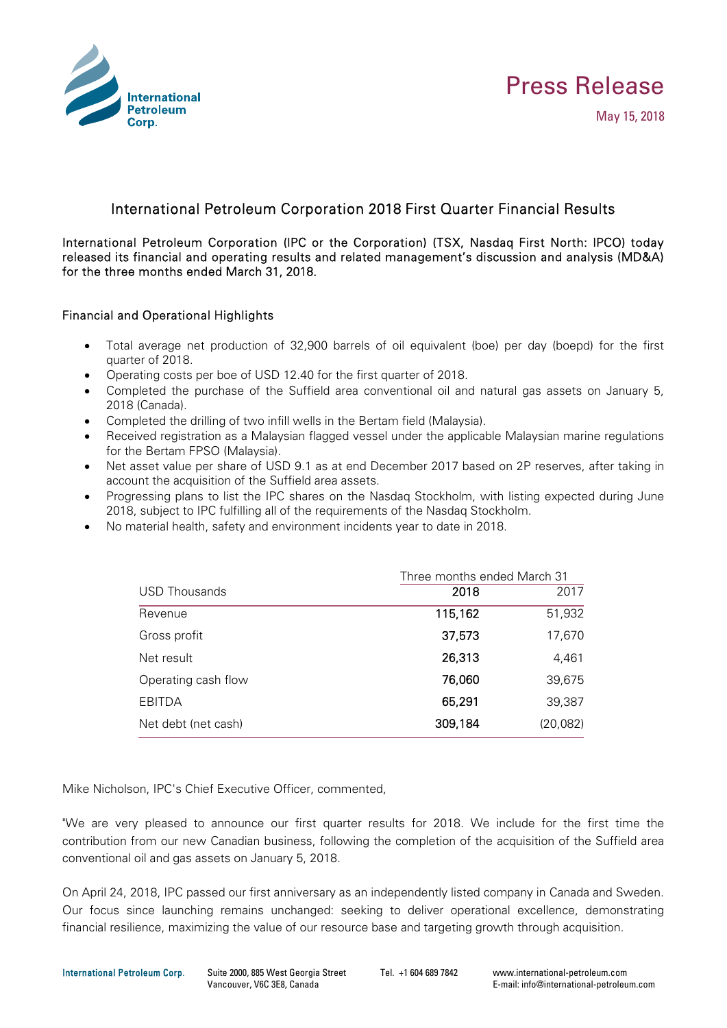# Press Release

May 15, 2018

## International Petroleum Corporation 2018 First Quarter Financial Results

International Petroleum Corporation (IPC or the Corporation) (TSX, Nasdaq First North: IPCO) today released its financial and operating results and related management's discussion and analysis (MD&A) for the three months ended March 31, 2018.

### Financial and Operational Highlights

- Total average net production of 32,900 barrels of oil equivalent (boe) per day (boepd) for the first quarter of 2018.
- Operating costs per boe of USD 12.40 for the first quarter of 2018.
- Completed the purchase of the Suffield area conventional oil and natural gas assets on January 5, 2018 (Canada).
- Completed the drilling of two infill wells in the Bertam field (Malaysia).
- Received registration as a Malaysian flagged vessel under the applicable Malaysian marine regulations for the Bertam FPSO (Malaysia).
- Net asset value per share of USD 9.1 as at end December 2017 based on 2P reserves, after taking in account the acquisition of the Suffield area assets.
- Progressing plans to list the IPC shares on the Nasdaq Stockholm, with listing expected during June 2018, subject to IPC fulfilling all of the requirements of the Nasdaq Stockholm.
- No material health, safety and environment incidents year to date in 2018.

| | Three months ended March 31 | |
|---|---|---|
| USD Thousands | **2018** | 2017 |
| Revenue | **115,162** | 51,932 |
| Gross profit | **37,573** | 17,670 |
| Net result | **26,313** | 4,461 |
| Operating cash flow | **76,060** | 39,675 |
| EBITDA | **65,291** | 39,387 |
| Net debt (net cash) | **309,184** | (20,082) |

Mike Nicholson, IPC's Chief Executive Officer, commented,

"We are very pleased to announce our first quarter results for 2018. We include for the first time the contribution from our new Canadian business, following the completion of the acquisition of the Suffield area conventional oil and gas assets on January 5, 2018.

On April 24, 2018, IPC passed our first anniversary as an independently listed company in Canada and Sweden. Our focus since launching remains unchanged: seeking to deliver operational excellence, demonstrating financial resilience, maximizing the value of our resource base and targeting growth through acquisition.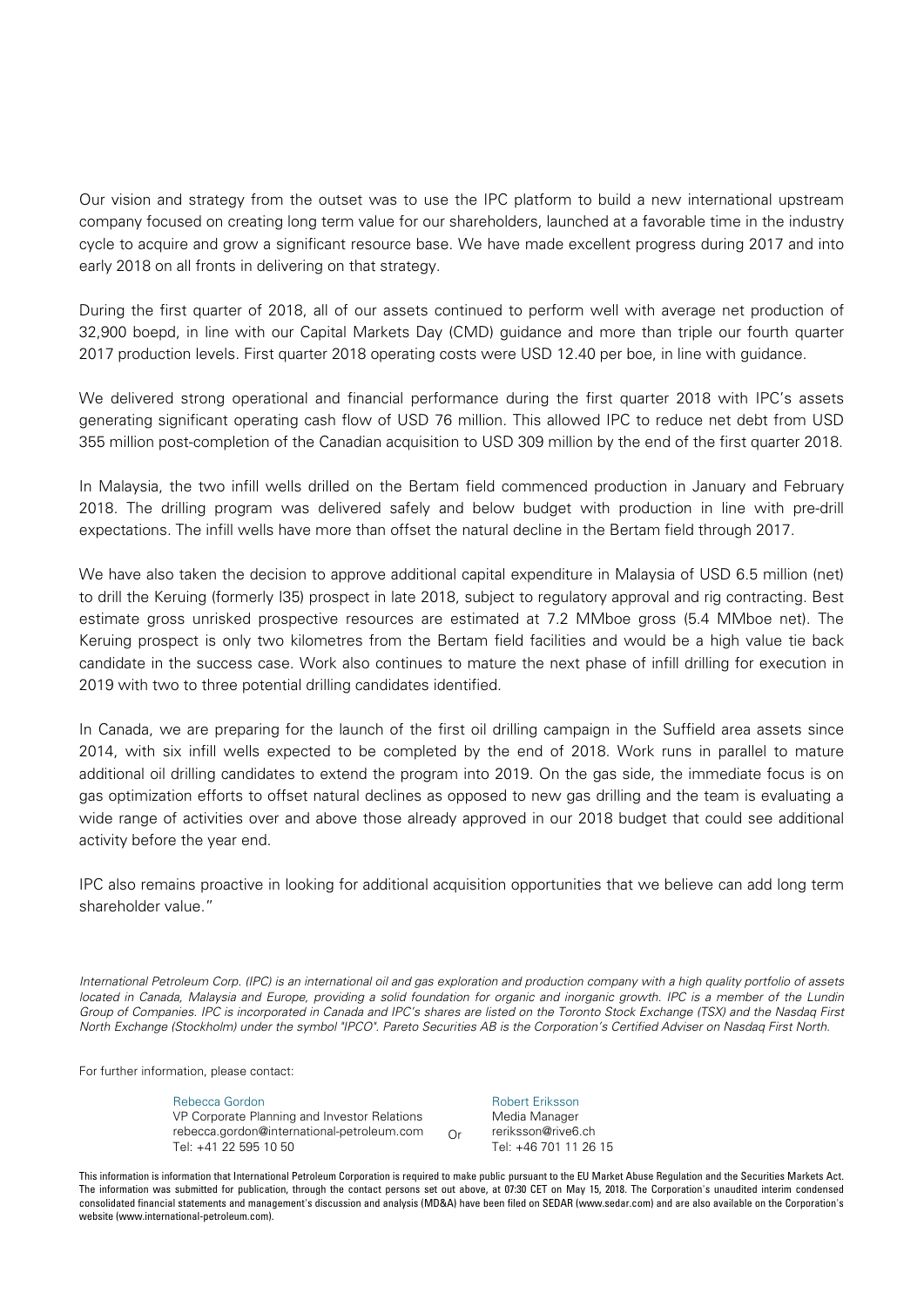Our vision and strategy from the outset was to use the IPC platform to build a new international upstream company focused on creating long term value for our shareholders, launched at a favorable time in the industry cycle to acquire and grow a significant resource base. We have made excellent progress during 2017 and into early 2018 on all fronts in delivering on that strategy.

During the first quarter of 2018, all of our assets continued to perform well with average net production of 32,900 boepd, in line with our Capital Markets Day (CMD) guidance and more than triple our fourth quarter 2017 production levels. First quarter 2018 operating costs were USD 12.40 per boe, in line with guidance.

We delivered strong operational and financial performance during the first quarter 2018 with IPC's assets generating significant operating cash flow of USD 76 million. This allowed IPC to reduce net debt from USD 355 million post-completion of the Canadian acquisition to USD 309 million by the end of the first quarter 2018.

In Malaysia, the two infill wells drilled on the Bertam field commenced production in January and February 2018. The drilling program was delivered safely and below budget with production in line with pre-drill expectations. The infill wells have more than offset the natural decline in the Bertam field through 2017.

We have also taken the decision to approve additional capital expenditure in Malaysia of USD 6.5 million (net) to drill the Keruing (formerly I35) prospect in late 2018, subject to regulatory approval and rig contracting. Best estimate gross unrisked prospective resources are estimated at 7.2 MMboe gross (5.4 MMboe net). The Keruing prospect is only two kilometres from the Bertam field facilities and would be a high value tie back candidate in the success case. Work also continues to mature the next phase of infill drilling for execution in 2019 with two to three potential drilling candidates identified.

In Canada, we are preparing for the launch of the first oil drilling campaign in the Suffield area assets since 2014, with six infill wells expected to be completed by the end of 2018. Work runs in parallel to mature additional oil drilling candidates to extend the program into 2019. On the gas side, the immediate focus is on gas optimization efforts to offset natural declines as opposed to new gas drilling and the team is evaluating a wide range of activities over and above those already approved in our 2018 budget that could see additional activity before the year end.

IPC also remains proactive in looking for additional acquisition opportunities that we believe can add long term shareholder value."

*International Petroleum Corp. (IPC) is an international oil and gas exploration and production company with a high quality portfolio of assets located in Canada, Malaysia and Europe, providing a solid foundation for organic and inorganic growth. IPC is a member of the Lundin Group of Companies. IPC is incorporated in Canada and IPC's shares are listed on the Toronto Stock Exchange (TSX) and the Nasdaq First North Exchange (Stockholm) under the symbol "IPCO". Pareto Securities AB is the Corporation's Certified Adviser on Nasdaq First North.*

For further information, please contact:

Rebecca Gordon
VP Corporate Planning and Investor Relations
rebecca.gordon@international-petroleum.com
Tel: +41 22 595 10 50

Or

Robert Eriksson
Media Manager
reriksson@rive6.ch
Tel: +46 701 11 26 15

This information is information that International Petroleum Corporation is required to make public pursuant to the EU Market Abuse Regulation and the Securities Markets Act. The information was submitted for publication, through the contact persons set out above, at 07:30 CET on May 15, 2018. The Corporation's unaudited interim condensed consolidated financial statements and management's discussion and analysis (MD&A) have been filed on SEDAR (www.sedar.com) and are also available on the Corporation's website (www.international-petroleum.com).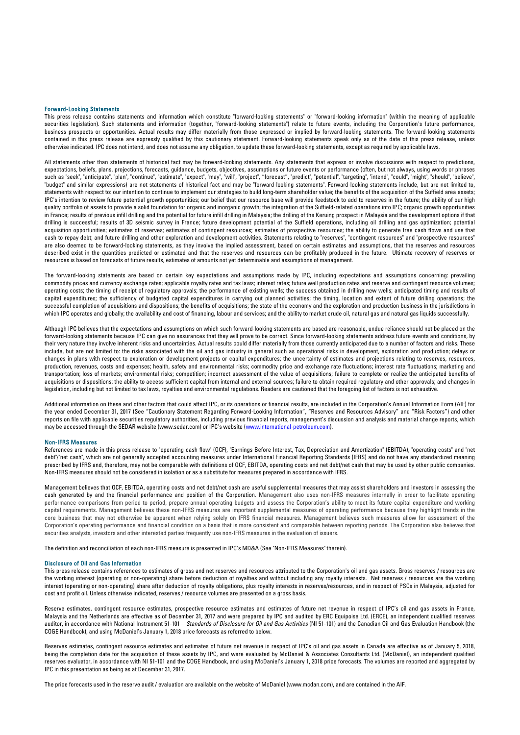### Forward-Looking Statements

This press release contains statements and information which constitute "forward-looking statements" or "forward-looking information" (within the meaning of applicable securities legislation). Such statements and information (together, "forward-looking statements") relate to future events, including the Corporation's future performance, business prospects or opportunities. Actual results may differ materially from those expressed or implied by forward-looking statements. The forward-looking statements contained in this press release are expressly qualified by this cautionary statement. Forward-looking statements speak only as of the date of this press release, unless otherwise indicated. IPC does not intend, and does not assume any obligation, to update these forward-looking statements, except as required by applicable laws.

All statements other than statements of historical fact may be forward-looking statements. Any statements that express or involve discussions with respect to predictions, expectations, beliefs, plans, projections, forecasts, guidance, budgets, objectives, assumptions or future events or performance (often, but not always, using words or phrases such as "seek", "anticipate", "plan", "continue", "estimate", "expect", "may", "will", "project", "forecast", "predict", "potential", "targeting", "intend", "could", "might", "should", "believe", "budget" and similar expressions) are not statements of historical fact and may be "forward-looking statements". Forward-looking statements include, but are not limited to, statements with respect to: our intention to continue to implement our strategies to build long-term shareholder value; the benefits of the acquisition of the Suffield area assets; IPC's intention to review future potential growth opportunities; our belief that our resource base will provide feedstock to add to reserves in the future; the ability of our high quality portfolio of assets to provide a solid foundation for organic and inorganic growth; the integration of the Suffield-related operations into IPC; organic growth opportunities in France; results of previous infill drilling and the potential for future infill drilling in Malaysia; the drilling of the Keruing prospect in Malaysia and the development options if that drilling is successful; results of 3D seismic survey in France; future development potential of the Suffield operations, including oil drilling and gas optimization; potential acquisition opportunities; estimates of reserves; estimates of contingent resources; estimates of prospective resources; the ability to generate free cash flows and use that cash to repay debt; and future drilling and other exploration and development activities. Statements relating to "reserves", "contingent resources" and "prospective resources" are also deemed to be forward-looking statements, as they involve the implied assessment, based on certain estimates and assumptions, that the reserves and resources described exist in the quantities predicted or estimated and that the reserves and resources can be profitably produced in the future. Ultimate recovery of reserves or resources is based on forecasts of future results, estimates of amounts not yet determinable and assumptions of management.

The forward-looking statements are based on certain key expectations and assumptions made by IPC, including expectations and assumptions concerning: prevailing commodity prices and currency exchange rates; applicable royalty rates and tax laws; interest rates; future well production rates and reserve and contingent resource volumes; operating costs; the timing of receipt of regulatory approvals; the performance of existing wells; the success obtained in drilling new wells; anticipated timing and results of capital expenditures; the sufficiency of budgeted capital expenditures in carrying out planned activities; the timing, location and extent of future drilling operations; the successful completion of acquisitions and dispositions; the benefits of acquisitions; the state of the economy and the exploration and production business in the jurisdictions in which IPC operates and globally; the availability and cost of financing, labour and services; and the ability to market crude oil, natural gas and natural gas liquids successfully.

Although IPC believes that the expectations and assumptions on which such forward-looking statements are based are reasonable, undue reliance should not be placed on the forward-looking statements because IPC can give no assurances that they will prove to be correct. Since forward-looking statements address future events and conditions, by their very nature they involve inherent risks and uncertainties. Actual results could differ materially from those currently anticipated due to a number of factors and risks. These include, but are not limited to: the risks associated with the oil and gas industry in general such as operational risks in development, exploration and production; delays or changes in plans with respect to exploration or development projects or capital expenditures; the uncertainty of estimates and projections relating to reserves, resources, production, revenues, costs and expenses; health, safety and environmental risks; commodity price and exchange rate fluctuations; interest rate fluctuations; marketing and transportation; loss of markets; environmental risks; competition; incorrect assessment of the value of acquisitions; failure to complete or realize the anticipated benefits of acquisitions or dispositions; the ability to access sufficient capital from internal and external sources; failure to obtain required regulatory and other approvals; and changes in legislation, including but not limited to tax laws, royalties and environmental regulations. Readers are cautioned that the foregoing list of factors is not exhaustive.

Additional information on these and other factors that could affect IPC, or its operations or financial results, are included in the Corporation's Annual Information Form (AIF) for the year ended December 31, 2017 (See "Cautionary Statement Regarding Forward-Looking Information", "Reserves and Resources Advisory" and "Risk Factors") and other reports on file with applicable securities regulatory authorities, including previous financial reports, management's discussion and analysis and material change reports, which may be accessed through the SEDAR website (www.sedar.com) or IPC's website (www.international-petroleum.com).

### Non-IFRS Measures

References are made in this press release to "operating cash flow" (OCF), "Earnings Before Interest, Tax, Depreciation and Amortization" (EBITDA), "operating costs" and "net debt"/"net cash", which are not generally accepted accounting measures under International Financial Reporting Standards (IFRS) and do not have any standardized meaning prescribed by IFRS and, therefore, may not be comparable with definitions of OCF, EBITDA, operating costs and net debt/net cash that may be used by other public companies. Non-IFRS measures should not be considered in isolation or as a substitute for measures prepared in accordance with IFRS.

Management believes that OCF, EBITDA, operating costs and net debt/net cash are useful supplemental measures that may assist shareholders and investors in assessing the cash generated by and the financial performance and position of the Corporation. Management also uses non-IFRS measures internally in order to facilitate operating performance comparisons from period to period, prepare annual operating budgets and assess the Corporation's ability to meet its future capital expenditure and working capital requirements. Management believes these non-IFRS measures are important supplemental measures of operating performance because they highlight trends in the core business that may not otherwise be apparent when relying solely on IFRS financial measures. Management believes such measures allow for assessment of the Corporation's operating performance and financial condition on a basis that is more consistent and comparable between reporting periods. The Corporation also believes that securities analysts, investors and other interested parties frequently use non-IFRS measures in the evaluation of issuers.

The definition and reconciliation of each non-IFRS measure is presented in IPC's MD&A (See "Non-IFRS Measures" therein).

### Disclosure of Oil and Gas Information

This press release contains references to estimates of gross and net reserves and resources attributed to the Corporation's oil and gas assets. Gross reserves / resources are the working interest (operating or non-operating) share before deduction of royalties and without including any royalty interests. Net reserves / resources are the working interest (operating or non-operating) share after deduction of royalty obligations, plus royalty interests in reserves/resources, and in respect of PSCs in Malaysia, adjusted for cost and profit oil. Unless otherwise indicated, reserves / resource volumes are presented on a gross basis.

Reserve estimates, contingent resource estimates, prospective resource estimates and estimates of future net revenue in respect of IPC's oil and gas assets in France, Malaysia and the Netherlands are effective as of December 31, 2017 and were prepared by IPC and audited by ERC Equipoise Ltd. (ERCE), an independent qualified reserves auditor, in accordance with National Instrument 51-101 – *Standards of Disclosure for Oil and Gas Activities* (NI 51-101) and the Canadian Oil and Gas Evaluation Handbook (the COGE Handbook), and using McDaniel's January 1, 2018 price forecasts as referred to below.

Reserves estimates, contingent resource estimates and estimates of future net revenue in respect of IPC's oil and gas assets in Canada are effective as of January 5, 2018, being the completion date for the acquisition of these assets by IPC, and were evaluated by McDaniel & Associates Consultants Ltd. (McDaniel), an independent qualified reserves evaluator, in accordance with NI 51-101 and the COGE Handbook, and using McDaniel's January 1, 2018 price forecasts. The volumes are reported and aggregated by IPC in this presentation as being as at December 31, 2017.

The price forecasts used in the reserve audit / evaluation are available on the website of McDaniel (www.mcdan.com), and are contained in the AIF.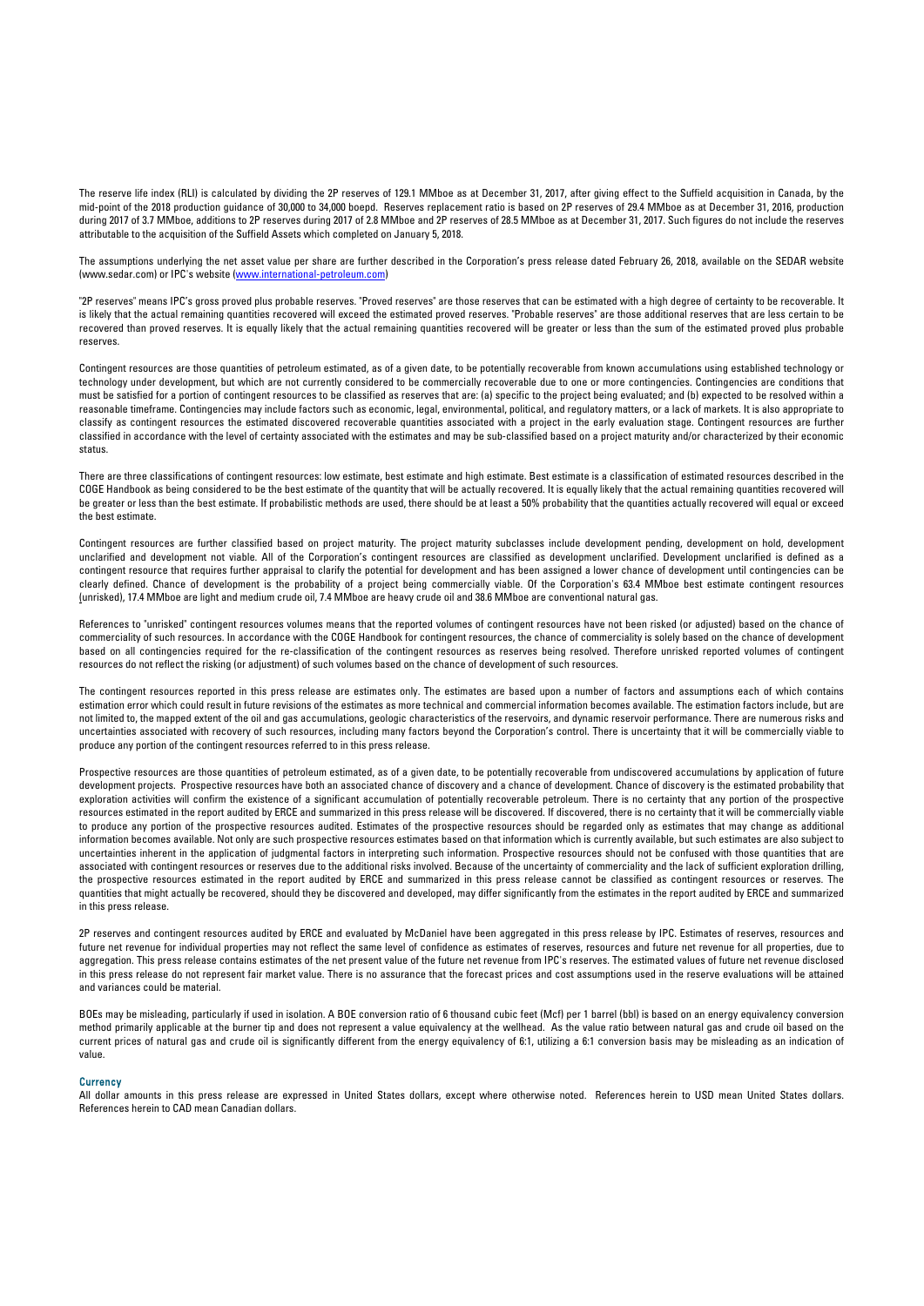The reserve life index (RLI) is calculated by dividing the 2P reserves of 129.1 MMboe as at December 31, 2017, after giving effect to the Suffield acquisition in Canada, by the mid-point of the 2018 production guidance of 30,000 to 34,000 boepd. Reserves replacement ratio is based on 2P reserves of 29.4 MMboe as at December 31, 2016, production during 2017 of 3.7 MMboe, additions to 2P reserves during 2017 of 2.8 MMboe and 2P reserves of 28.5 MMboe as at December 31, 2017. Such figures do not include the reserves attributable to the acquisition of the Suffield Assets which completed on January 5, 2018.

The assumptions underlying the net asset value per share are further described in the Corporation's press release dated February 26, 2018, available on the SEDAR website (www.sedar.com) or IPC's website (www.international-petroleum.com)

"2P reserves" means IPC's gross proved plus probable reserves. "Proved reserves" are those reserves that can be estimated with a high degree of certainty to be recoverable. It is likely that the actual remaining quantities recovered will exceed the estimated proved reserves. "Probable reserves" are those additional reserves that are less certain to be recovered than proved reserves. It is equally likely that the actual remaining quantities recovered will be greater or less than the sum of the estimated proved plus probable reserves.

Contingent resources are those quantities of petroleum estimated, as of a given date, to be potentially recoverable from known accumulations using established technology or technology under development, but which are not currently considered to be commercially recoverable due to one or more contingencies. Contingencies are conditions that must be satisfied for a portion of contingent resources to be classified as reserves that are: (a) specific to the project being evaluated; and (b) expected to be resolved within a reasonable timeframe. Contingencies may include factors such as economic, legal, environmental, political, and regulatory matters, or a lack of markets. It is also appropriate to classify as contingent resources the estimated discovered recoverable quantities associated with a project in the early evaluation stage. Contingent resources are further classified in accordance with the level of certainty associated with the estimates and may be sub-classified based on a project maturity and/or characterized by their economic status.

There are three classifications of contingent resources: low estimate, best estimate and high estimate. Best estimate is a classification of estimated resources described in the COGE Handbook as being considered to be the best estimate of the quantity that will be actually recovered. It is equally likely that the actual remaining quantities recovered will be greater or less than the best estimate. If probabilistic methods are used, there should be at least a 50% probability that the quantities actually recovered will equal or exceed the best estimate.

Contingent resources are further classified based on project maturity. The project maturity subclasses include development pending, development on hold, development unclarified and development not viable. All of the Corporation's contingent resources are classified as development unclarified. Development unclarified is defined as a contingent resource that requires further appraisal to clarify the potential for development and has been assigned a lower chance of development until contingencies can be clearly defined. Chance of development is the probability of a project being commercially viable. Of the Corporation's 63.4 MMboe best estimate contingent resources (unrisked), 17.4 MMboe are light and medium crude oil, 7.4 MMboe are heavy crude oil and 38.6 MMboe are conventional natural gas.

References to "unrisked" contingent resources volumes means that the reported volumes of contingent resources have not been risked (or adjusted) based on the chance of commerciality of such resources. In accordance with the COGE Handbook for contingent resources, the chance of commerciality is solely based on the chance of development based on all contingencies required for the re-classification of the contingent resources as reserves being resolved. Therefore unrisked reported volumes of contingent resources do not reflect the risking (or adjustment) of such volumes based on the chance of development of such resources.

The contingent resources reported in this press release are estimates only. The estimates are based upon a number of factors and assumptions each of which contains estimation error which could result in future revisions of the estimates as more technical and commercial information becomes available. The estimation factors include, but are not limited to, the mapped extent of the oil and gas accumulations, geologic characteristics of the reservoirs, and dynamic reservoir performance. There are numerous risks and uncertainties associated with recovery of such resources, including many factors beyond the Corporation's control. There is uncertainty that it will be commercially viable to produce any portion of the contingent resources referred to in this press release.

Prospective resources are those quantities of petroleum estimated, as of a given date, to be potentially recoverable from undiscovered accumulations by application of future development projects. Prospective resources have both an associated chance of discovery and a chance of development. Chance of discovery is the estimated probability that exploration activities will confirm the existence of a significant accumulation of potentially recoverable petroleum. There is no certainty that any portion of the prospective resources estimated in the report audited by ERCE and summarized in this press release will be discovered. If discovered, there is no certainty that it will be commercially viable to produce any portion of the prospective resources audited. Estimates of the prospective resources should be regarded only as estimates that may change as additional information becomes available. Not only are such prospective resources estimates based on that information which is currently available, but such estimates are also subject to uncertainties inherent in the application of judgmental factors in interpreting such information. Prospective resources should not be confused with those quantities that are associated with contingent resources or reserves due to the additional risks involved. Because of the uncertainty of commerciality and the lack of sufficient exploration drilling, the prospective resources estimated in the report audited by ERCE and summarized in this press release cannot be classified as contingent resources or reserves. The quantities that might actually be recovered, should they be discovered and developed, may differ significantly from the estimates in the report audited by ERCE and summarized in this press release.

2P reserves and contingent resources audited by ERCE and evaluated by McDaniel have been aggregated in this press release by IPC. Estimates of reserves, resources and future net revenue for individual properties may not reflect the same level of confidence as estimates of reserves, resources and future net revenue for all properties, due to aggregation. This press release contains estimates of the net present value of the future net revenue from IPC's reserves. The estimated values of future net revenue disclosed in this press release do not represent fair market value. There is no assurance that the forecast prices and cost assumptions used in the reserve evaluations will be attained and variances could be material.

BOEs may be misleading, particularly if used in isolation. A BOE conversion ratio of 6 thousand cubic feet (Mcf) per 1 barrel (bbl) is based on an energy equivalency conversion method primarily applicable at the burner tip and does not represent a value equivalency at the wellhead. As the value ratio between natural gas and crude oil based on the current prices of natural gas and crude oil is significantly different from the energy equivalency of 6:1, utilizing a 6:1 conversion basis may be misleading as an indication of value.

### Currency

All dollar amounts in this press release are expressed in United States dollars, except where otherwise noted. References herein to USD mean United States dollars. References herein to CAD mean Canadian dollars.